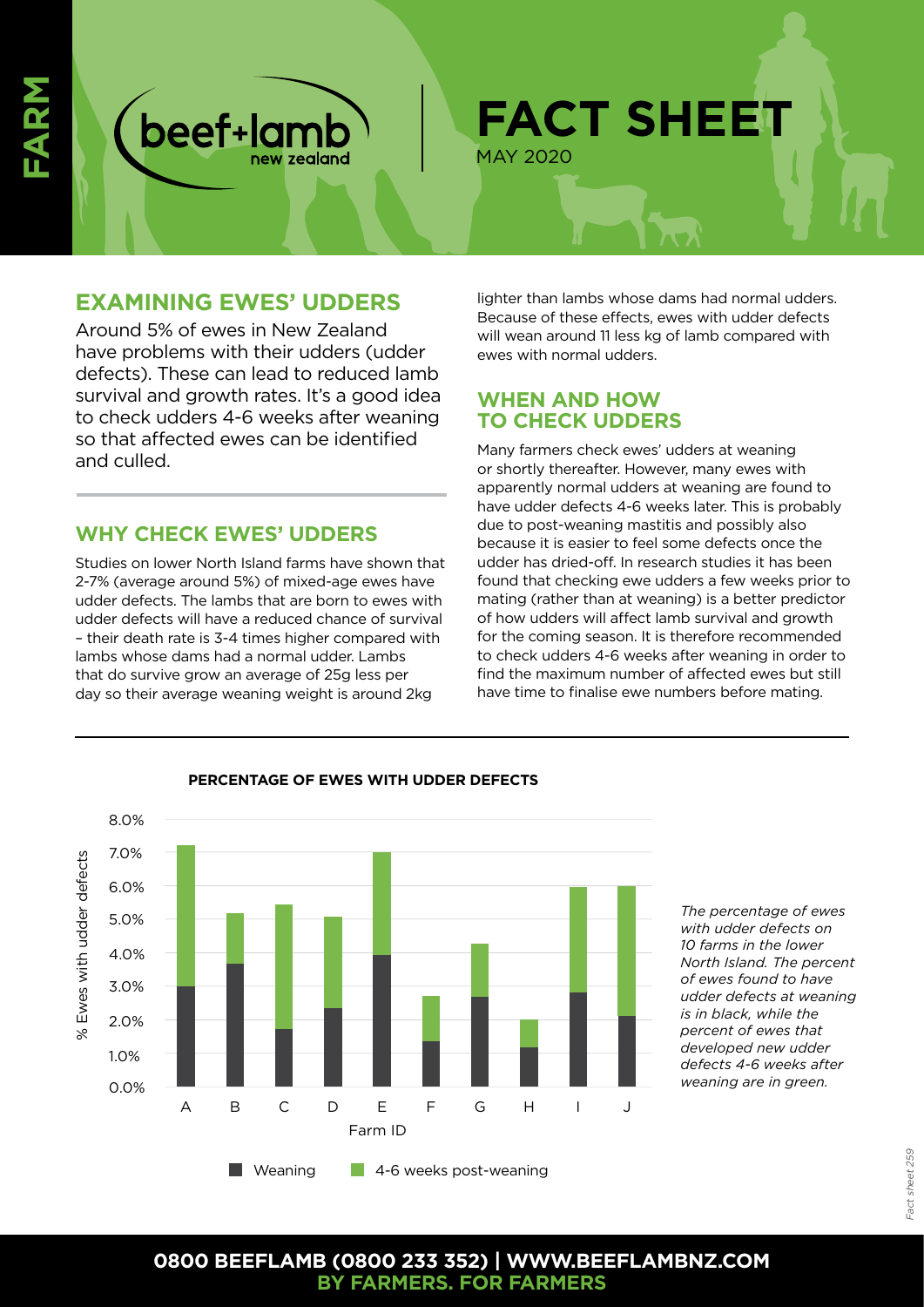# FACT SHEET

MAY 2020

## EXAMINING EWES' UDDERS

Around 5% of ewes in New Zealand have problems with their udders (udder defects). These can lead to reduced lamb survival and growth rates. It's a good idea to check udders 4-6 weeks after weaning so that affected ewes can be identified and culled.

## WHY CHECK EWES' UDDERS

Studies on lower North Island farms have shown that 2-7% (average around 5%) of mixed-age ewes have udder defects. The lambs that are born to ewes with udder defects will have a reduced chance of survival – their death rate is 3-4 times higher compared with lambs whose dams had a normal udder. Lambs that do survive grow an average of 25g less per day so their average weaning weight is around 2kg lighter than lambs whose dams had normal udders. Because of these effects, ewes with udder defects will wean around 11 less kg of lamb compared with ewes with normal udders.

## WHEN AND HOW TO CHECK UDDERS

Many farmers check ewes' udders at weaning or shortly thereafter. However, many ewes with apparently normal udders at weaning are found to have udder defects 4-6 weeks later. This is probably due to post-weaning mastitis and possibly also because it is easier to feel some defects once the udder has dried-off. In research studies it has been found that checking ewe udders a few weeks prior to mating (rather than at weaning) is a better predictor of how udders will affect lamb survival and growth for the coming season. It is therefore recommended to check udders 4-6 weeks after weaning in order to find the maximum number of affected ewes but still have time to finalise ewe numbers before mating.

**PERCENTAGE OF EWES WITH UDDER DEFECTS**

*The percentage of ewes with udder defects on 10 farms in the lower North Island. The percent of ewes found to have udder defects at weaning is in black, while the percent of ewes that developed new udder defects 4-6 weeks after weaning are in green.*

**0800 BEEFLAMB (0800 233 352) | WWW.BEEFLAMBNZ.COM**
**BY FARMERS. FOR FARMERS**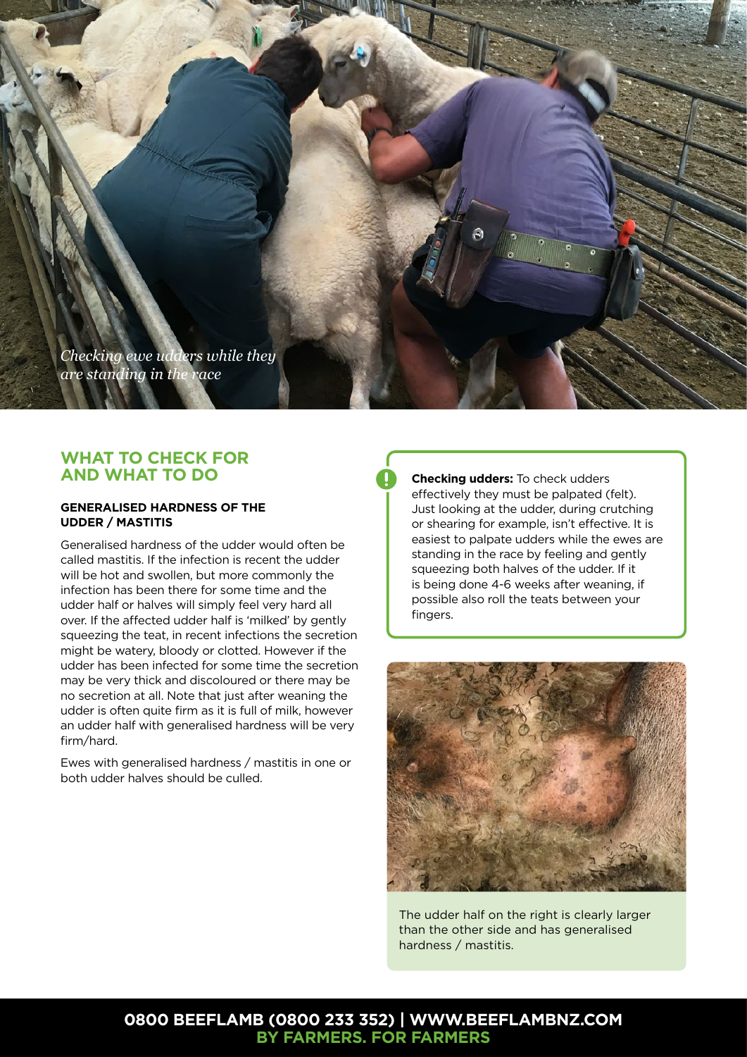*Checking ewe udders while they are standing in the race*

## WHAT TO CHECK FOR AND WHAT TO DO

### GENERALISED HARDNESS OF THE UDDER / MASTITIS

Generalised hardness of the udder would often be called mastitis. If the infection is recent the udder will be hot and swollen, but more commonly the infection has been there for some time and the udder half or halves will simply feel very hard all over. If the affected udder half is 'milked' by gently squeezing the teat, in recent infections the secretion might be watery, bloody or clotted. However if the udder has been infected for some time the secretion may be very thick and discoloured or there may be no secretion at all. Note that just after weaning the udder is often quite firm as it is full of milk, however an udder half with generalised hardness will be very firm/hard.

Ewes with generalised hardness / mastitis in one or both udder halves should be culled.

**Checking udders:** To check udders effectively they must be palpated (felt). Just looking at the udder, during crutching or shearing for example, isn't effective. It is easiest to palpate udders while the ewes are standing in the race by feeling and gently squeezing both halves of the udder. If it is being done 4-6 weeks after weaning, if possible also roll the teats between your fingers.

The udder half on the right is clearly larger than the other side and has generalised hardness / mastitis.

**0800 BEEFLAMB (0800 233 352) | WWW.BEEFLAMBNZ.COM**
**BY FARMERS. FOR FARMERS**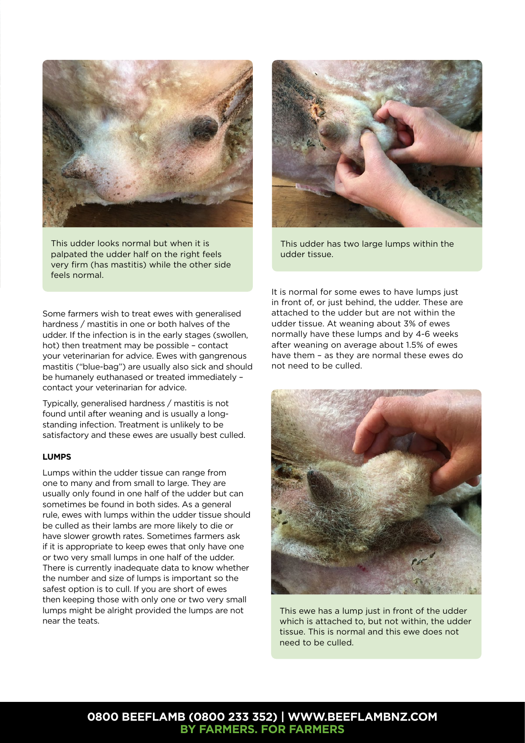This udder looks normal but when it is palpated the udder half on the right feels very firm (has mastitis) while the other side feels normal.

Some farmers wish to treat ewes with generalised hardness / mastitis in one or both halves of the udder. If the infection is in the early stages (swollen, hot) then treatment may be possible – contact your veterinarian for advice. Ewes with gangrenous mastitis ("blue-bag") are usually also sick and should be humanely euthanased or treated immediately – contact your veterinarian for advice.

Typically, generalised hardness / mastitis is not found until after weaning and is usually a long-standing infection. Treatment is unlikely to be satisfactory and these ewes are usually best culled.

**LUMPS**

Lumps within the udder tissue can range from one to many and from small to large. They are usually only found in one half of the udder but can sometimes be found in both sides. As a general rule, ewes with lumps within the udder tissue should be culled as their lambs are more likely to die or have slower growth rates. Sometimes farmers ask if it is appropriate to keep ewes that only have one or two very small lumps in one half of the udder. There is currently inadequate data to know whether the number and size of lumps is important so the safest option is to cull. If you are short of ewes then keeping those with only one or two very small lumps might be alright provided the lumps are not near the teats.

This udder has two large lumps within the udder tissue.

It is normal for some ewes to have lumps just in front of, or just behind, the udder. These are attached to the udder but are not within the udder tissue. At weaning about 3% of ewes normally have these lumps and by 4-6 weeks after weaning on average about 1.5% of ewes have them – as they are normal these ewes do not need to be culled.

This ewe has a lump just in front of the udder which is attached to, but not within, the udder tissue. This is normal and this ewe does not need to be culled.

**0800 BEEFLAMB (0800 233 352) | WWW.BEEFLAMBNZ.COM**
**BY FARMERS. FOR FARMERS**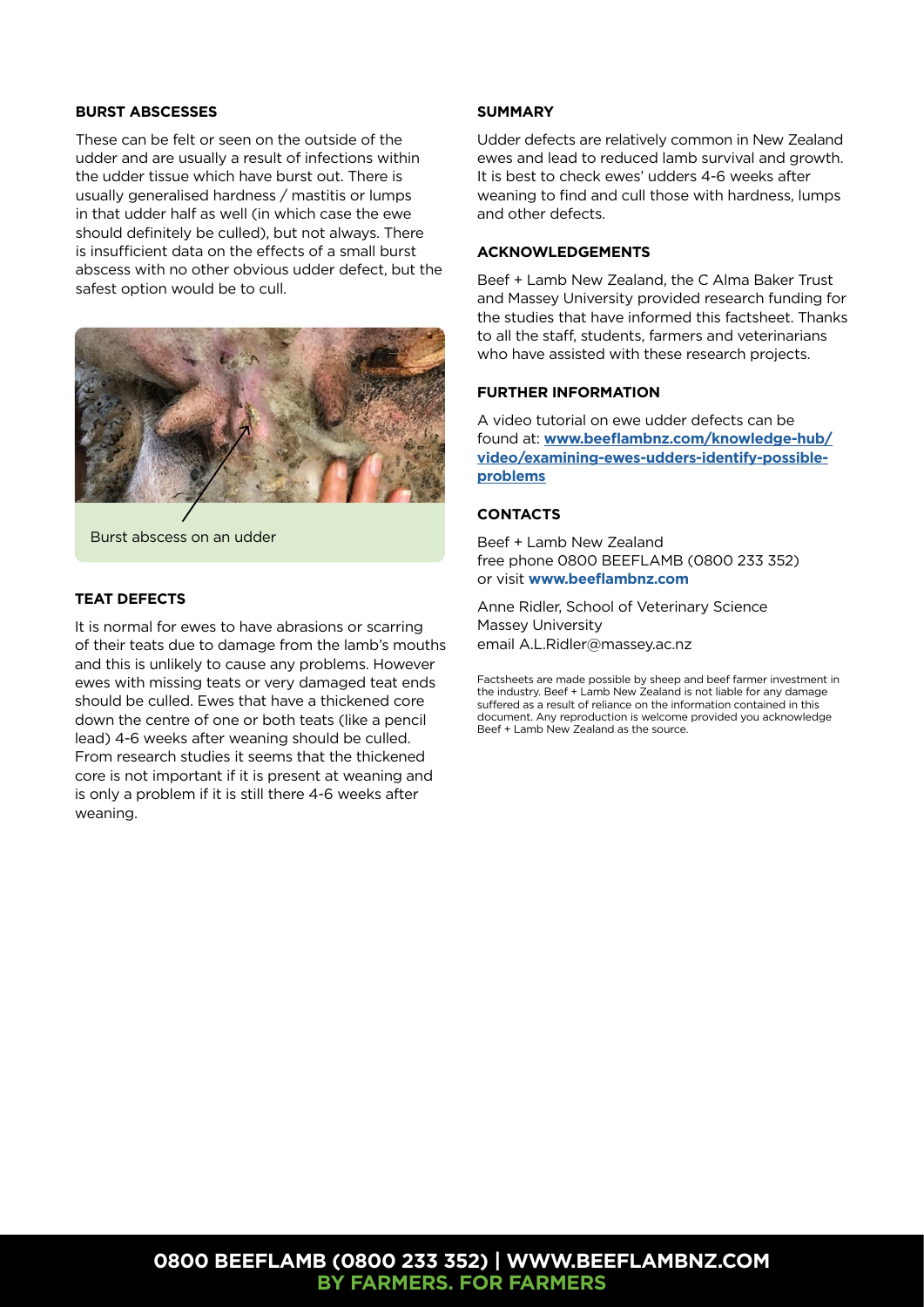## BURST ABSCESSES

These can be felt or seen on the outside of the udder and are usually a result of infections within the udder tissue which have burst out. There is usually generalised hardness / mastitis or lumps in that udder half as well (in which case the ewe should definitely be culled), but not always. There is insufficient data on the effects of a small burst abscess with no other obvious udder defect, but the safest option would be to cull.

Burst abscess on an udder

## TEAT DEFECTS

It is normal for ewes to have abrasions or scarring of their teats due to damage from the lamb's mouths and this is unlikely to cause any problems. However ewes with missing teats or very damaged teat ends should be culled. Ewes that have a thickened core down the centre of one or both teats (like a pencil lead) 4-6 weeks after weaning should be culled. From research studies it seems that the thickened core is not important if it is present at weaning and is only a problem if it is still there 4-6 weeks after weaning.

## SUMMARY

Udder defects are relatively common in New Zealand ewes and lead to reduced lamb survival and growth. It is best to check ewes' udders 4-6 weeks after weaning to find and cull those with hardness, lumps and other defects.

## ACKNOWLEDGEMENTS

Beef + Lamb New Zealand, the C Alma Baker Trust and Massey University provided research funding for the studies that have informed this factsheet. Thanks to all the staff, students, farmers and veterinarians who have assisted with these research projects.

## FURTHER INFORMATION

A video tutorial on ewe udder defects can be found at: **www.beeflambnz.com/knowledge-hub/video/examining-ewes-udders-identify-possible-problems**

## CONTACTS

Beef + Lamb New Zealand
free phone 0800 BEEFLAMB (0800 233 352)
or visit **www.beeflambnz.com**

Anne Ridler, School of Veterinary Science
Massey University
email A.L.Ridler@massey.ac.nz

Factsheets are made possible by sheep and beef farmer investment in the industry. Beef + Lamb New Zealand is not liable for any damage suffered as a result of reliance on the information contained in this document. Any reproduction is welcome provided you acknowledge Beef + Lamb New Zealand as the source.

**0800 BEEFLAMB (0800 233 352) | WWW.BEEFLAMBNZ.COM**
**BY FARMERS. FOR FARMERS**